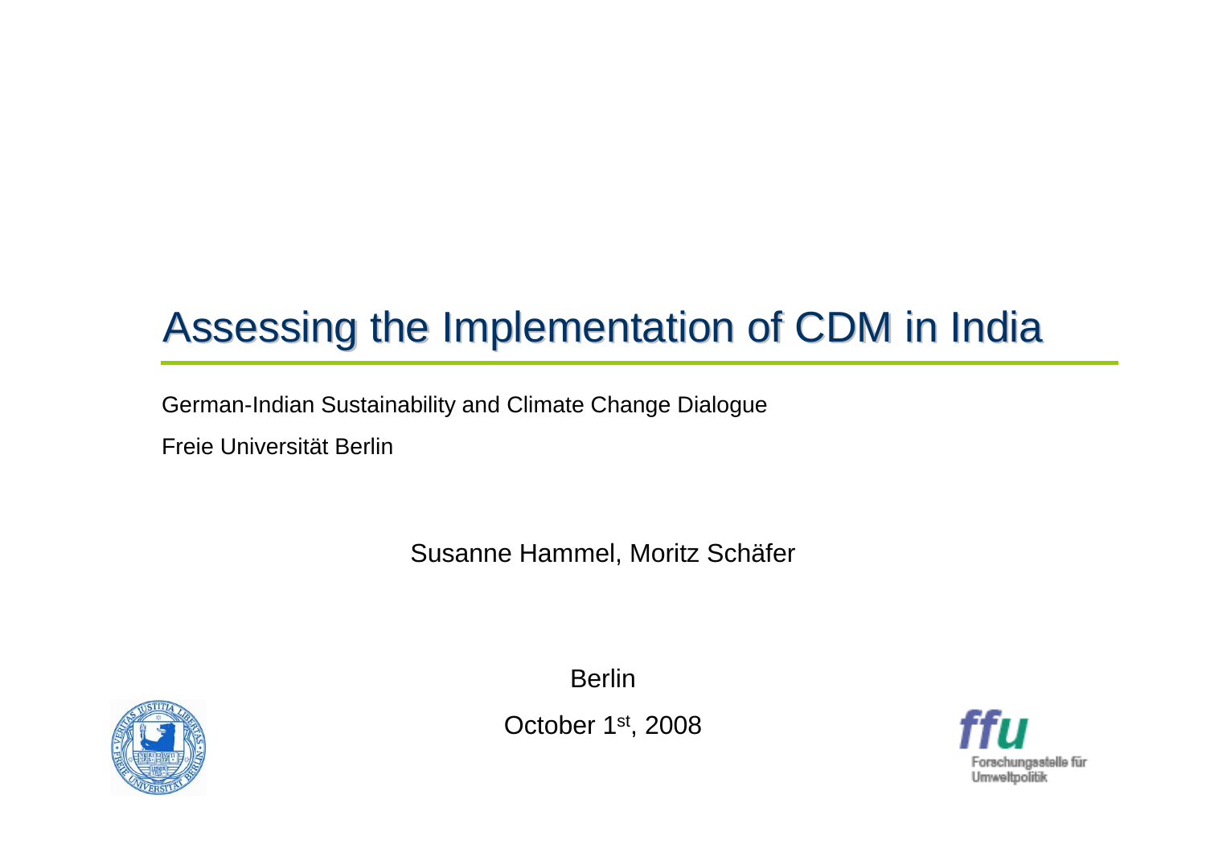# Assessing the Implementation of CDM in India

German-Indian Sustainability and Climate Change Dialogue

Freie Universität Berlin

Susanne Hammel, Moritz Schäfer

Berlin

October 1st, 2008

ffu

Forschungsstelle für Umweltpolitik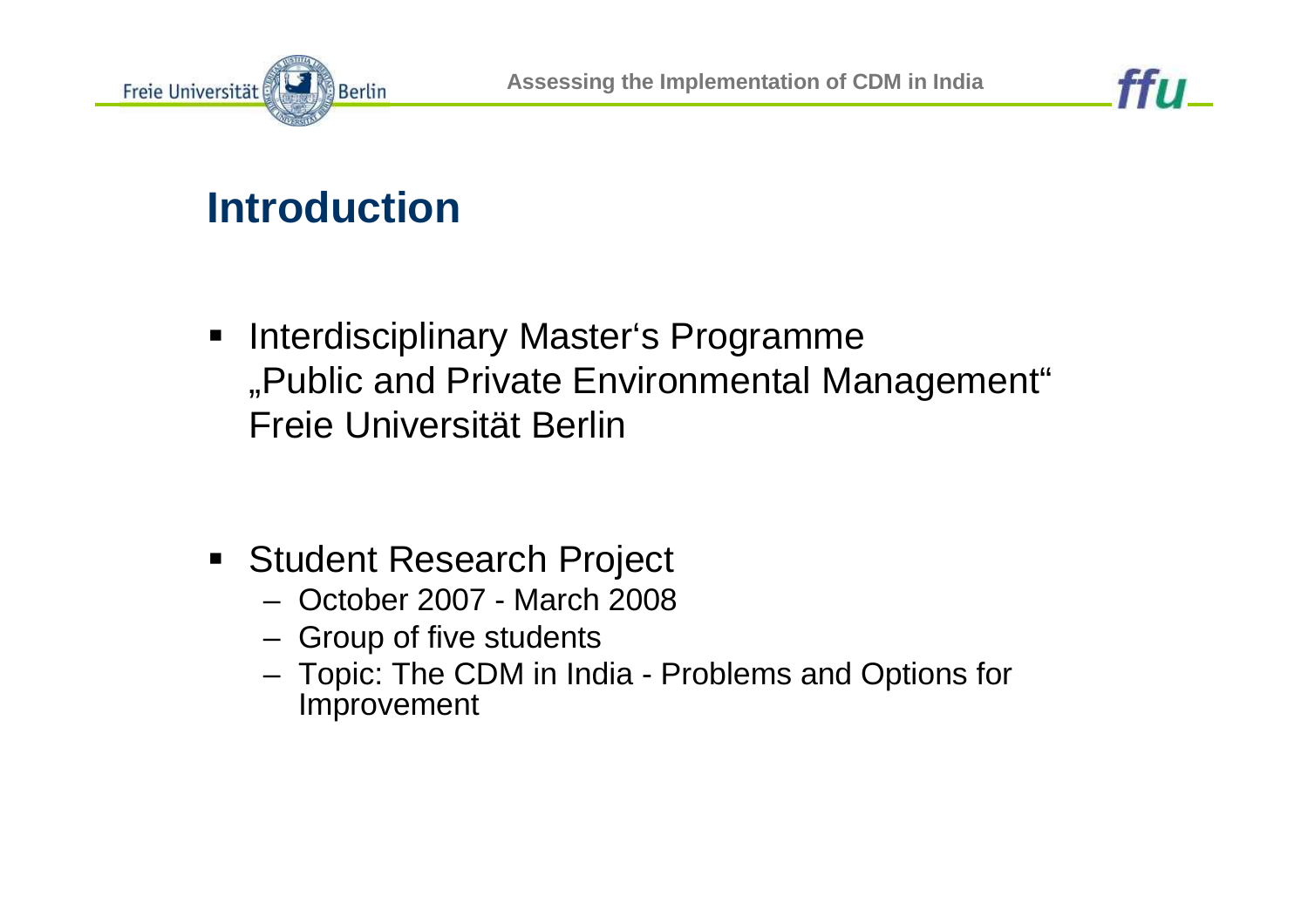# Introduction

- Interdisciplinary Master's Programme „Public and Private Environmental Management" Freie Universität Berlin

- Student Research Project
  - October 2007 - March 2008
  - Group of five students
  - Topic: The CDM in India - Problems and Options for Improvement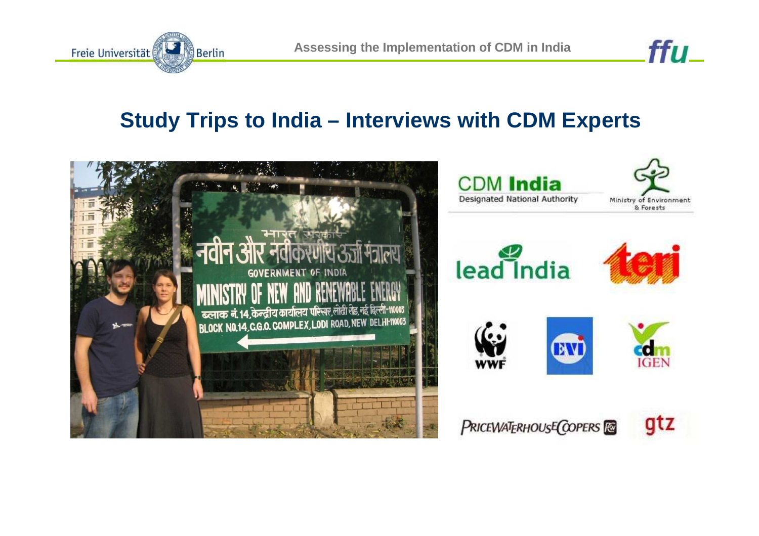## Study Trips to India – Interviews with CDM Experts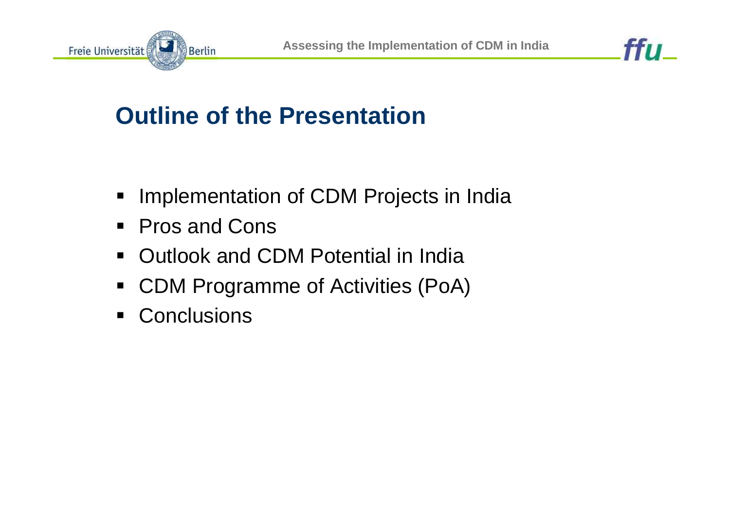# Outline of the Presentation

- Implementation of CDM Projects in India
- Pros and Cons
- Outlook and CDM Potential in India
- CDM Programme of Activities (PoA)
- Conclusions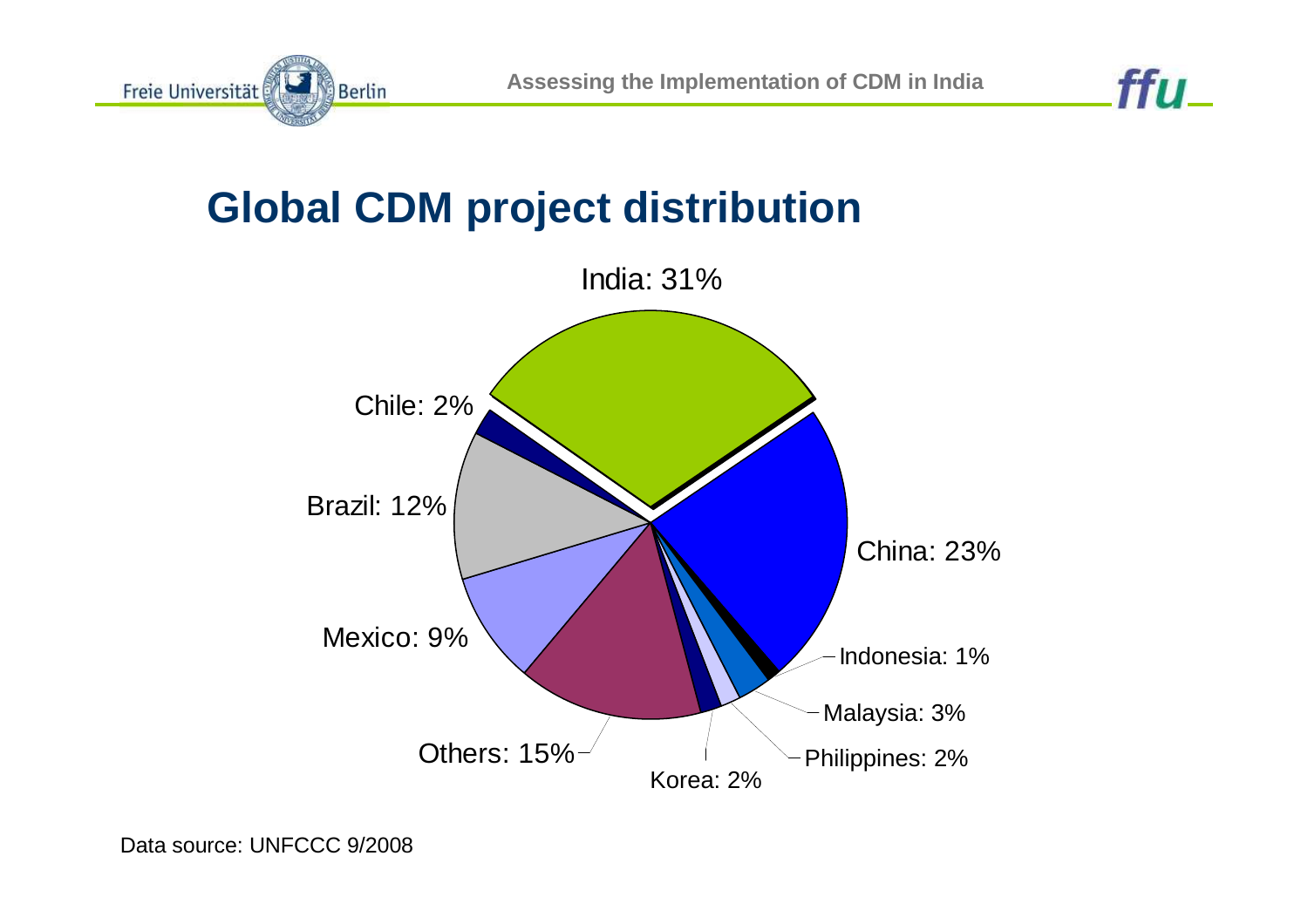## Global CDM project distribution

India: 31%

China: 23%

Indonesia: 1%

Malaysia: 3%

Philippines: 2%

Korea: 2%

Others: 15%

Mexico: 9%

Brazil: 12%

Chile: 2%

Data source: UNFCCC 9/2008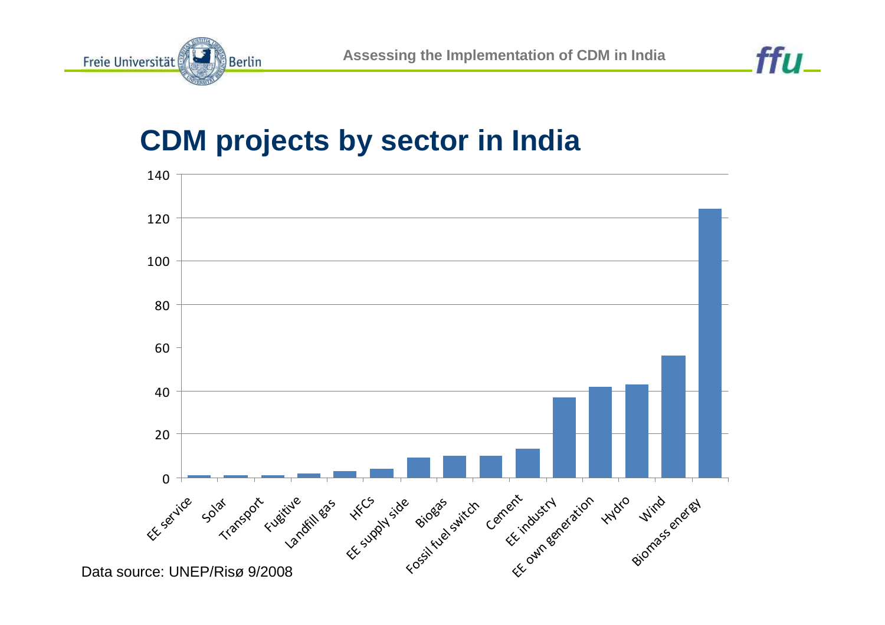# CDM projects by sector in India

| Sector | Number of projects |
|---|---|
| EE service | 1 |
| Solar | 1 |
| Transport | 1 |
| Fugitive | 2 |
| Landfill gas | 3 |
| HFCs | 4 |
| EE supply side | 9 |
| Biogas | 10 |
| Fossil fuel switch | 10 |
| Cement | 13 |
| EE industry | 37 |
| EE own generation | 42 |
| Hydro | 43 |
| Wind | 56 |
| Biomass energy | 124 |

Data source: UNEP/Risø 9/2008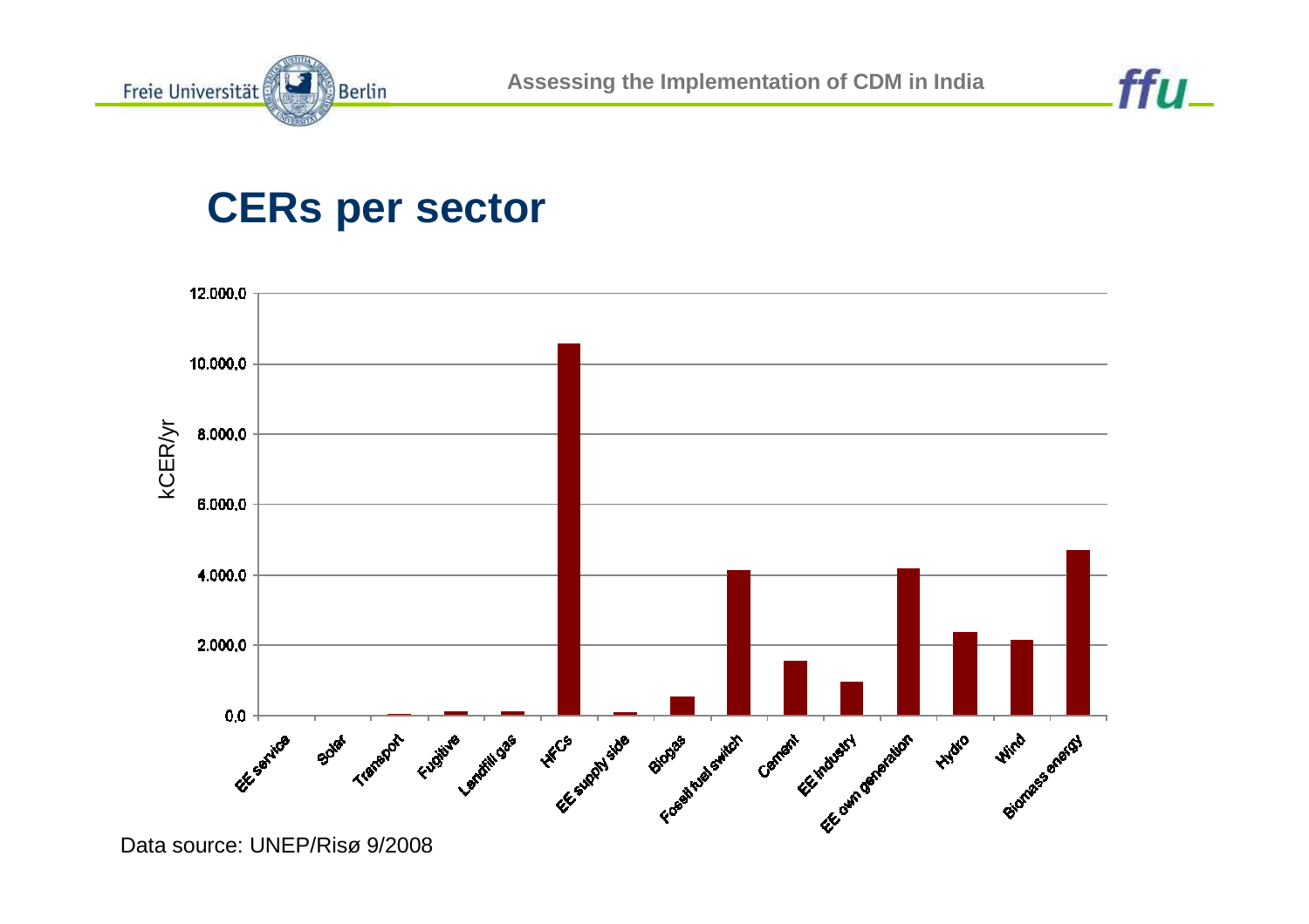## CERs per sector

Data source: UNEP/Risø 9/2008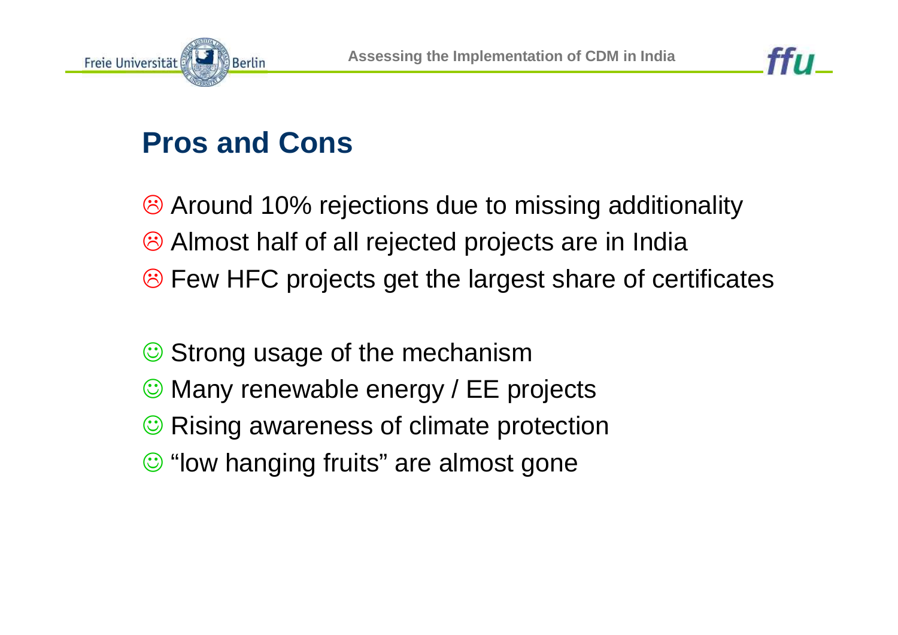## Pros and Cons

☹ Around 10% rejections due to missing additionality
☹ Almost half of all rejected projects are in India
☹ Few HFC projects get the largest share of certificates

☺ Strong usage of the mechanism
☺ Many renewable energy / EE projects
☺ Rising awareness of climate protection
☺ “low hanging fruits” are almost gone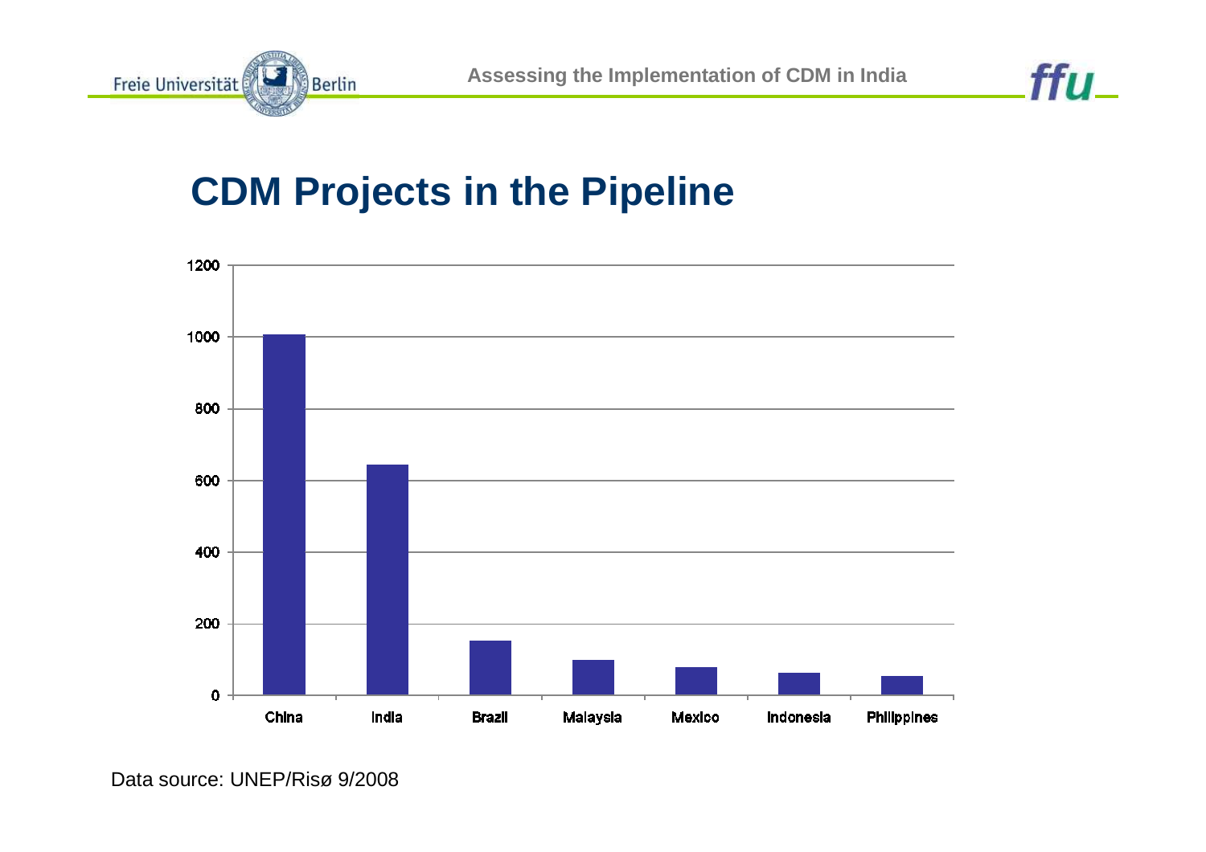## CDM Projects in the Pipeline

| Country | Projects |
|---|---|
| China | ~1005 |
| India | ~645 |
| Brazil | ~150 |
| Malaysia | ~100 |
| Mexico | ~78 |
| Indonesia | ~62 |
| Philippines | ~52 |

Data source: UNEP/Risø 9/2008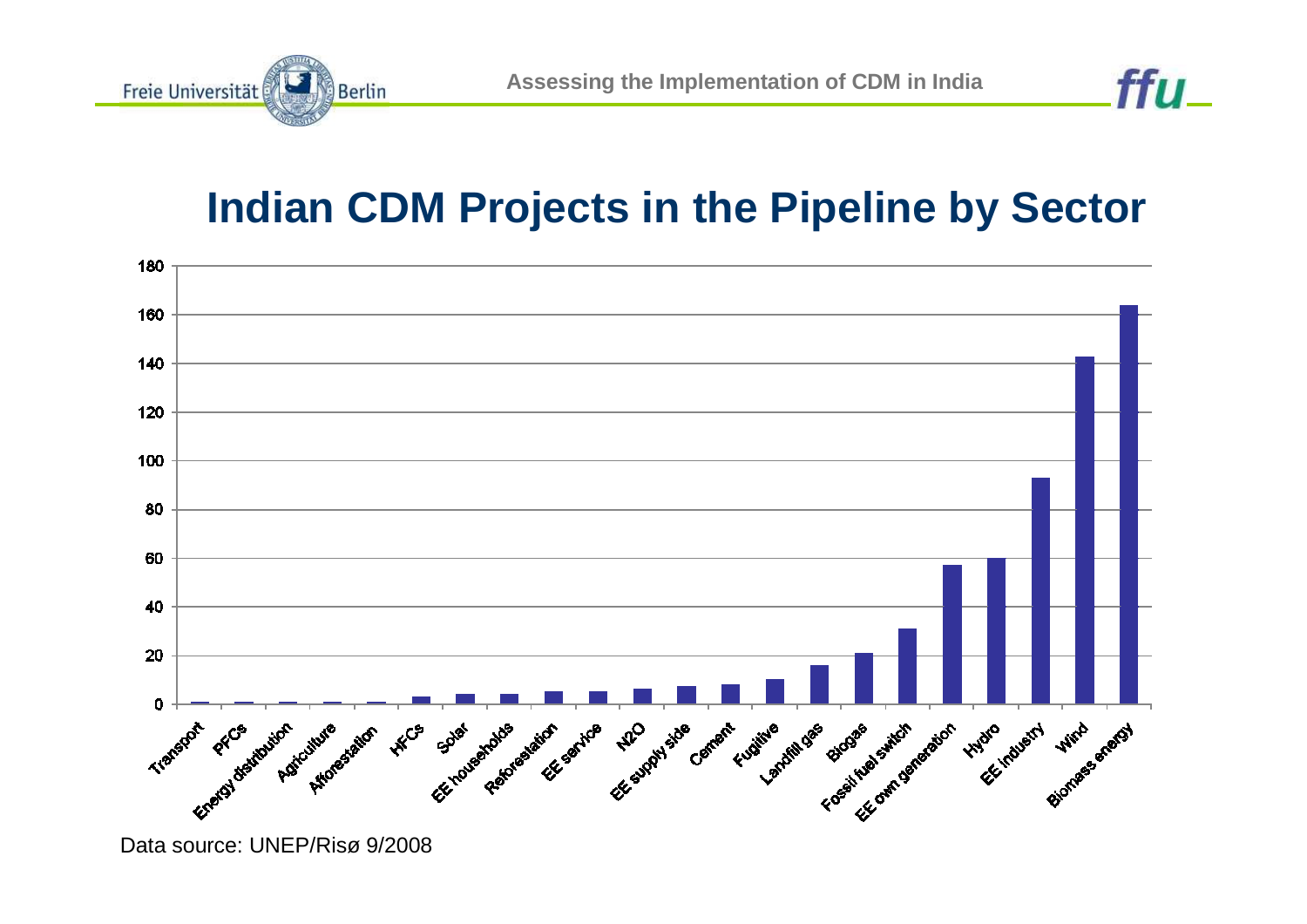# Indian CDM Projects in the Pipeline by Sector

| Sector | Projects |
|---|---|
| Transport | 1 |
| PFCs | 1 |
| Energy distribution | 1 |
| Agriculture | 1 |
| Afforestation | 1 |
| HFCs | 3 |
| Solar | 4 |
| EE households | 4 |
| Reforestation | 5 |
| EE service | 5 |
| N2O | 6 |
| EE supply side | 7 |
| Cement | 8 |
| Fugitive | 10 |
| Landfill gas | 16 |
| Biogas | 21 |
| Fossil fuel switch | 31 |
| EE own generation | 57 |
| Hydro | 60 |
| EE industry | 93 |
| Wind | 143 |
| Biomass energy | 164 |

Data source: UNEP/Risø 9/2008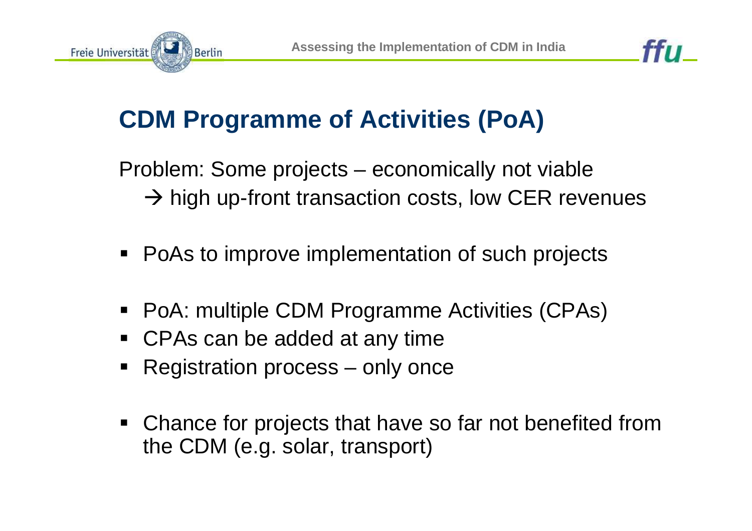## CDM Programme of Activities (PoA)

Problem: Some projects – economically not viable
→ high up-front transaction costs, low CER revenues

- PoAs to improve implementation of such projects

- PoA: multiple CDM Programme Activities (CPAs)
- CPAs can be added at any time
- Registration process – only once

- Chance for projects that have so far not benefited from the CDM (e.g. solar, transport)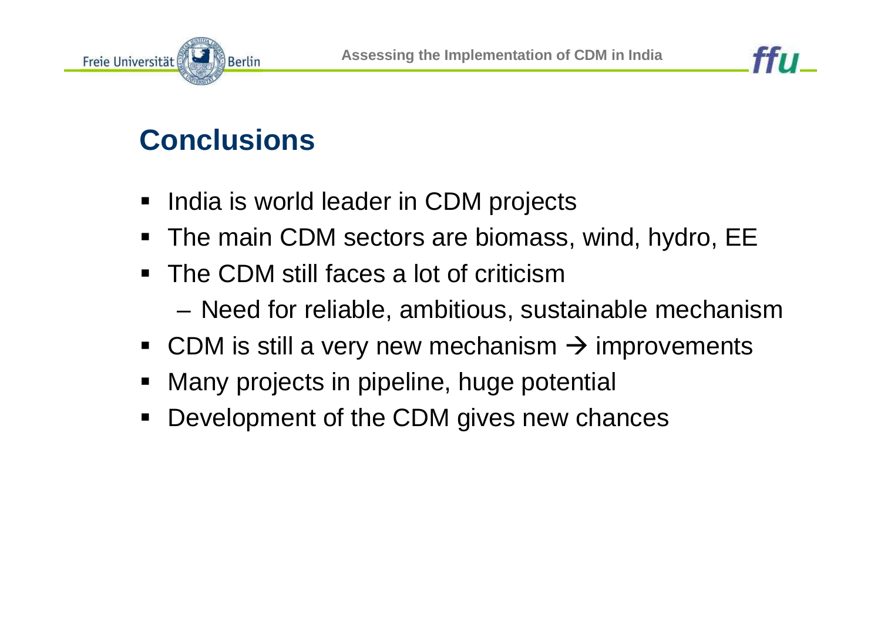## Conclusions

- India is world leader in CDM projects
- The main CDM sectors are biomass, wind, hydro, EE
- The CDM still faces a lot of criticism
  - Need for reliable, ambitious, sustainable mechanism
- CDM is still a very new mechanism → improvements
- Many projects in pipeline, huge potential
- Development of the CDM gives new chances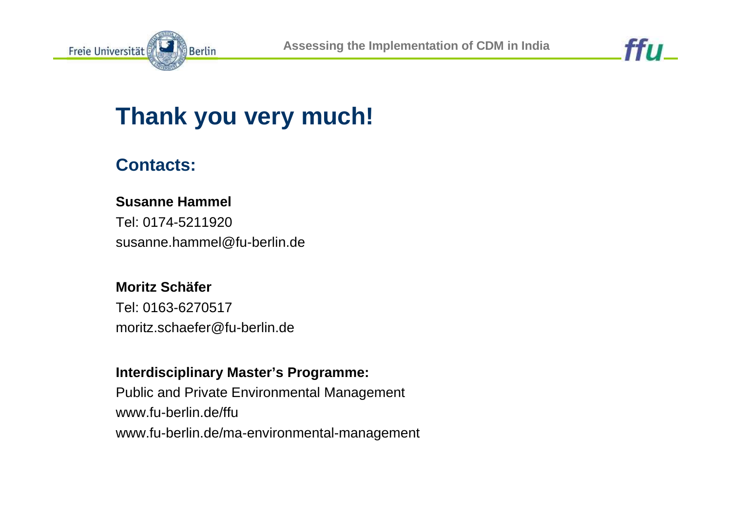# Thank you very much!

## Contacts:

**Susanne Hammel**
Tel: 0174-5211920
susanne.hammel@fu-berlin.de

**Moritz Schäfer**
Tel: 0163-6270517
moritz.schaefer@fu-berlin.de

**Interdisciplinary Master's Programme:**
Public and Private Environmental Management
www.fu-berlin.de/ffu
www.fu-berlin.de/ma-environmental-management